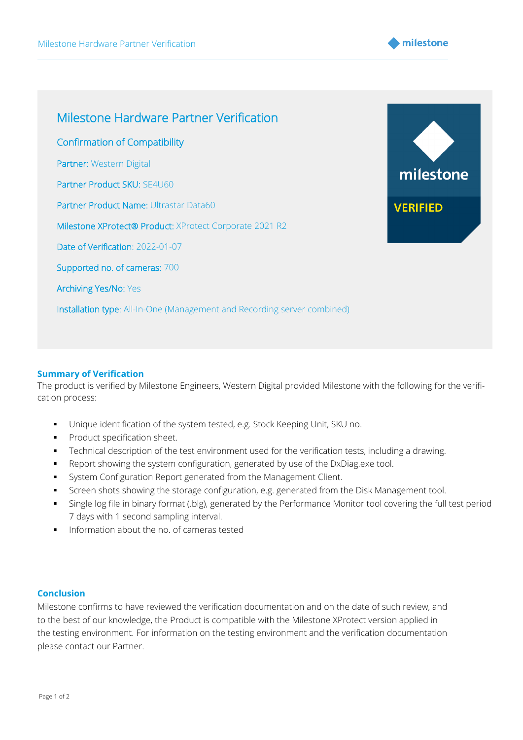# Milestone Hardware Partner Verification

## Confirmation of Compatibility

**Partner:** Western Digital

**Partner Product SKU:** SE4U60

**Partner Product Name:** Ultrastar Data60

**Milestone XProtect® Product:** XProtect Corporate 2021 R2

**Date of Verification:** 2022-01-07

**Supported no. of cameras:** 700

**Archiving Yes/No:** Yes

**Installation type:** All-In-One (Management and Recording server combined)

milestone

VERIFIED

### Summary of Verification

The product is verified by Milestone Engineers, Western Digital provided Milestone with the following for the verification process:

- Unique identification of the system tested, e.g. Stock Keeping Unit, SKU no.
- Product specification sheet.
- Technical description of the test environment used for the verification tests, including a drawing.
- Report showing the system configuration, generated by use of the DxDiag.exe tool.
- System Configuration Report generated from the Management Client.
- Screen shots showing the storage configuration, e.g. generated from the Disk Management tool.
- Single log file in binary format (.blg), generated by the Performance Monitor tool covering the full test period 7 days with 1 second sampling interval.
- Information about the no. of cameras tested

### Conclusion

Milestone confirms to have reviewed the verification documentation and on the date of such review, and to the best of our knowledge, the Product is compatible with the Milestone XProtect version applied in the testing environment. For information on the testing environment and the verification documentation please contact our Partner.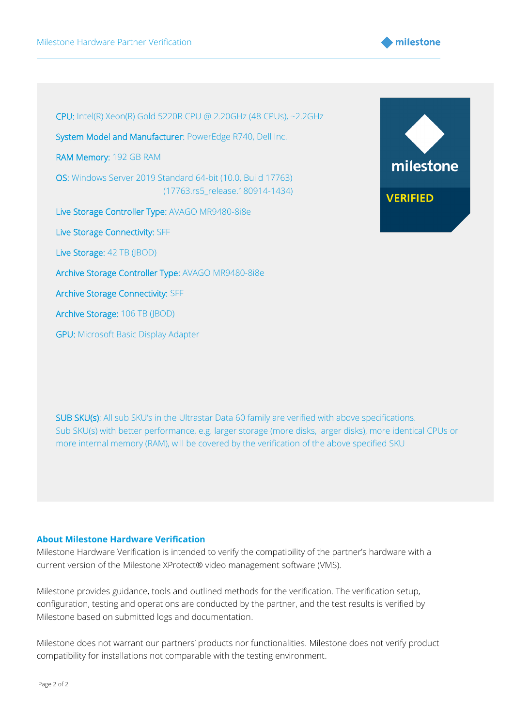**CPU:** Intel(R) Xeon(R) Gold 5220R CPU @ 2.20GHz (48 CPUs), ~2.2GHz

**System Model and Manufacturer:** PowerEdge R740, Dell Inc.

**RAM Memory:** 192 GB RAM

**OS:** Windows Server 2019 Standard 64-bit (10.0, Build 17763) (17763.rs5_release.180914-1434)

**Live Storage Controller Type:** AVAGO MR9480-8i8e

**Live Storage Connectivity:** SFF

**Live Storage:** 42 TB (JBOD)

**Archive Storage Controller Type:** AVAGO MR9480-8i8e

**Archive Storage Connectivity:** SFF

**Archive Storage:** 106 TB (JBOD)

**GPU:** Microsoft Basic Display Adapter

milestone VERIFIED

**SUB SKU(s):** All sub SKU's in the Ultrastar Data 60 family are verified with above specifications. Sub SKU(s) with better performance, e.g. larger storage (more disks, larger disks), more identical CPUs or more internal memory (RAM), will be covered by the verification of the above specified SKU

## About Milestone Hardware Verification

Milestone Hardware Verification is intended to verify the compatibility of the partner's hardware with a current version of the Milestone XProtect® video management software (VMS).

Milestone provides guidance, tools and outlined methods for the verification. The verification setup, configuration, testing and operations are conducted by the partner, and the test results is verified by Milestone based on submitted logs and documentation.

Milestone does not warrant our partners' products nor functionalities. Milestone does not verify product compatibility for installations not comparable with the testing environment.